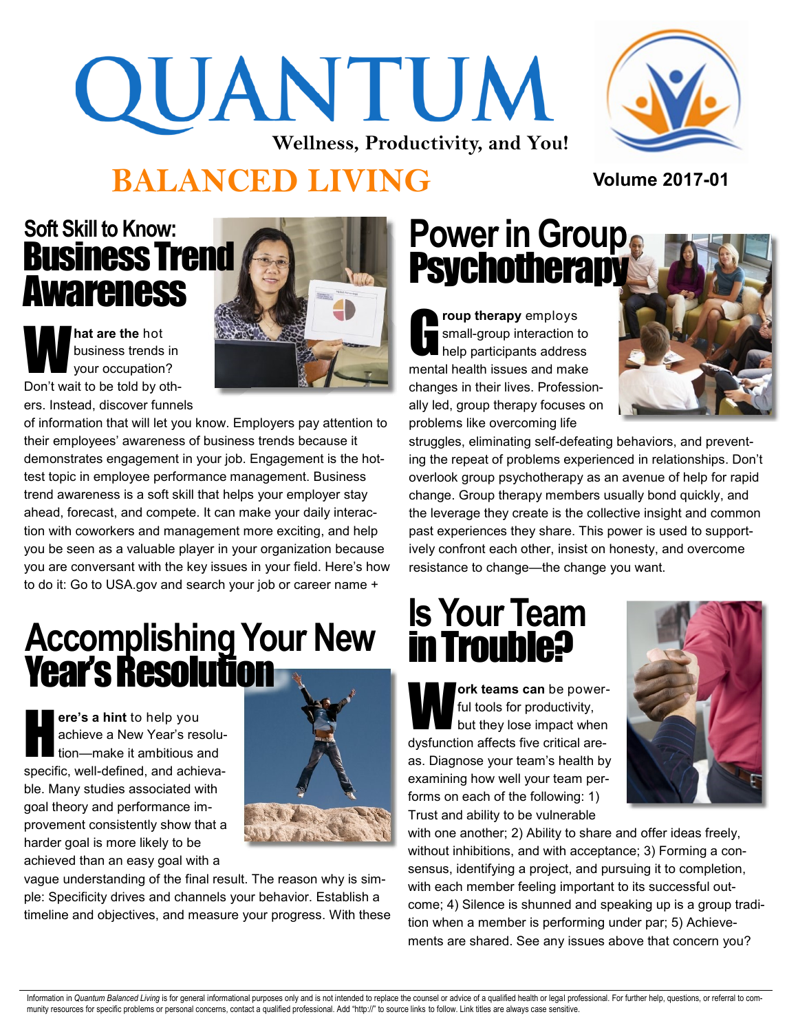# QUANTUM

**Wellness, Productivity, and You!**

# BALANCED LIVING

**Volume 2017-01**

## Soft Skill to Know: Business Trend Awareness

**What are the** hot business trends in your occupation? Don't wait to be told by others. Instead, discover funnels of information that will let you know. Employers pay attention to their employees' awareness of business trends because it demonstrates engagement in your job. Engagement is the hottest topic in employee performance management. Business trend awareness is a soft skill that helps your employer stay ahead, forecast, and compete. It can make your daily interaction with coworkers and management more exciting, and help you be seen as a valuable player in your organization because you are conversant with the key issues in your field. Here's how to do it: Go to USA.gov and search your job or career name +

## Accomplishing Your New Year's Resolution

**Here's a hint** to help you achieve a New Year's resolution—make it ambitious and specific, well-defined, and achievable. Many studies associated with goal theory and performance improvement consistently show that a harder goal is more likely to be achieved than an easy goal with a vague understanding of the final result. The reason why is simple: Specificity drives and channels your behavior. Establish a timeline and objectives, and measure your progress. With these

## Power in Group Psychotherapy

**Group therapy** employs small-group interaction to help participants address mental health issues and make changes in their lives. Professionally led, group therapy focuses on problems like overcoming life struggles, eliminating self-defeating behaviors, and preventing the repeat of problems experienced in relationships. Don't overlook group psychotherapy as an avenue of help for rapid change. Group therapy members usually bond quickly, and the leverage they create is the collective insight and common past experiences they share. This power is used to supportively confront each other, insist on honesty, and overcome resistance to change—the change you want.

## Is Your Team in Trouble?

**Work teams can** be powerful tools for productivity, but they lose impact when dysfunction affects five critical areas. Diagnose your team's health by examining how well your team performs on each of the following: 1) Trust and ability to be vulnerable with one another; 2) Ability to share and offer ideas freely, without inhibitions, and with acceptance; 3) Forming a consensus, identifying a project, and pursuing it to completion, with each member feeling important to its successful outcome; 4) Silence is shunned and speaking up is a group tradition when a member is performing under par; 5) Achievements are shared. See any issues above that concern you?

Information in *Quantum Balanced Living* is for general informational purposes only and is not intended to replace the counsel or advice of a qualified health or legal professional. For further help, questions, or referral to community resources for specific problems or personal concerns, contact a qualified professional. Add "http://" to source links to follow. Link titles are always case sensitive.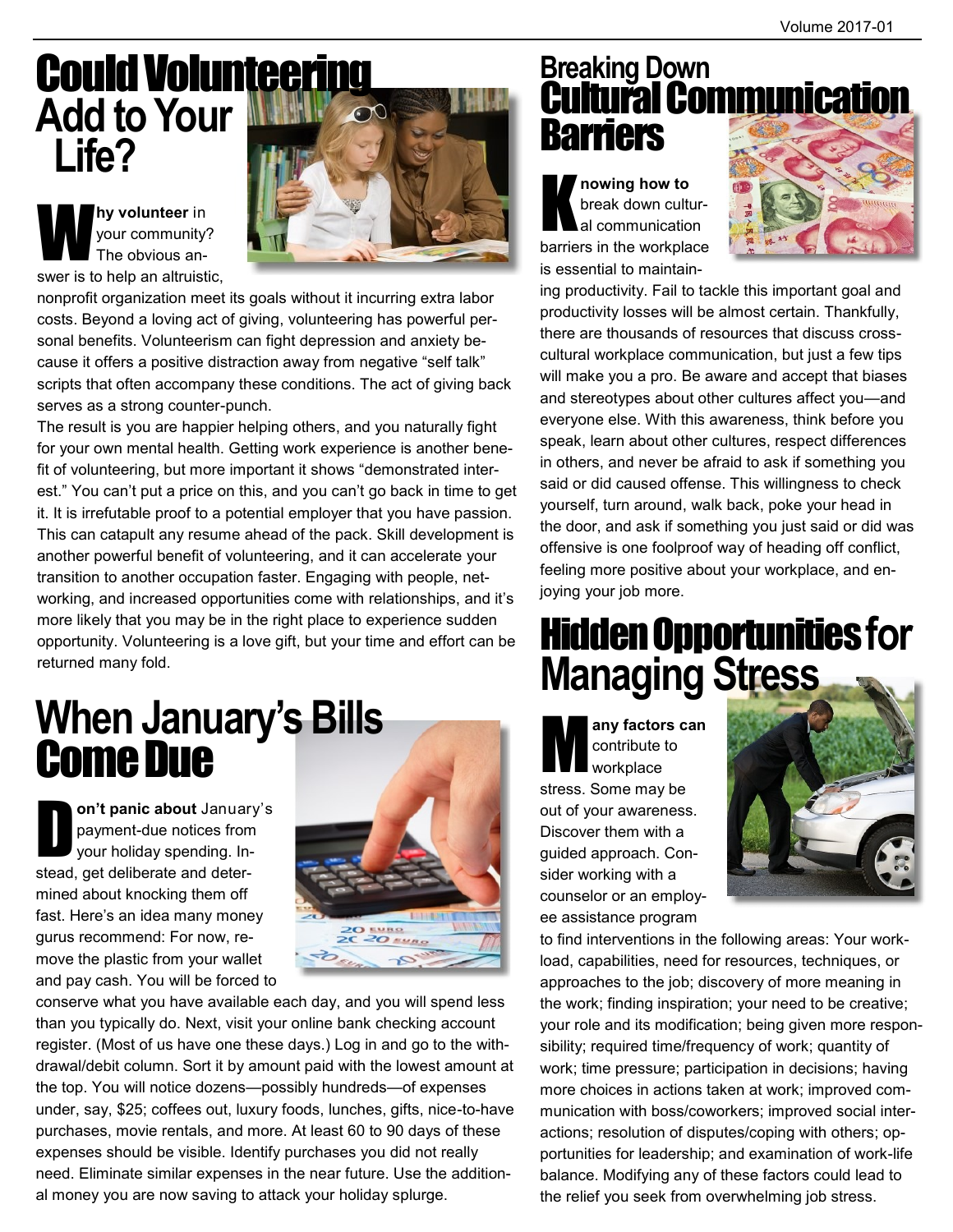# Could Volunteering Add to Your Life?

**Why volunteer** in your community? The obvious answer is to help an altruistic, nonprofit organization meet its goals without it incurring extra labor costs. Beyond a loving act of giving, volunteering has powerful personal benefits. Volunteerism can fight depression and anxiety because it offers a positive distraction away from negative "self talk" scripts that often accompany these conditions. The act of giving back serves as a strong counter-punch.

The result is you are happier helping others, and you naturally fight for your own mental health. Getting work experience is another benefit of volunteering, but more important it shows "demonstrated interest." You can't put a price on this, and you can't go back in time to get it. It is irrefutable proof to a potential employer that you have passion. This can catapult any resume ahead of the pack. Skill development is another powerful benefit of volunteering, and it can accelerate your transition to another occupation faster. Engaging with people, networking, and increased opportunities come with relationships, and it's more likely that you may be in the right place to experience sudden opportunity. Volunteering is a love gift, but your time and effort can be returned many fold.

# When January's Bills Come Due

**Don't panic about** January's payment-due notices from your holiday spending. Instead, get deliberate and determined about knocking them off fast. Here's an idea many money gurus recommend: For now, remove the plastic from your wallet and pay cash. You will be forced to conserve what you have available each day, and you will spend less than you typically do. Next, visit your online bank checking account register. (Most of us have one these days.) Log in and go to the withdrawal/debit column. Sort it by amount paid with the lowest amount at the top. You will notice dozens—possibly hundreds—of expenses under, say, $25; coffees out, luxury foods, lunches, gifts, nice-to-have purchases, movie rentals, and more. At least 60 to 90 days of these expenses should be visible. Identify purchases you did not really need. Eliminate similar expenses in the near future. Use the additional money you are now saving to attack your holiday splurge.

# Breaking Down Cultural Communication Barriers

**Knowing how to** break down cultural communication barriers in the workplace is essential to maintaining productivity. Fail to tackle this important goal and productivity losses will be almost certain. Thankfully, there are thousands of resources that discuss cross-cultural workplace communication, but just a few tips will make you a pro. Be aware and accept that biases and stereotypes about other cultures affect you—and everyone else. With this awareness, think before you speak, learn about other cultures, respect differences in others, and never be afraid to ask if something you said or did caused offense. This willingness to check yourself, turn around, walk back, poke your head in the door, and ask if something you just said or did was offensive is one foolproof way of heading off conflict, feeling more positive about your workplace, and enjoying your job more.

# Hidden Opportunities for Managing Stress

**Many factors can** contribute to workplace stress. Some may be out of your awareness. Discover them with a guided approach. Consider working with a counselor or an employee assistance program to find interventions in the following areas: Your workload, capabilities, need for resources, techniques, or approaches to the job; discovery of more meaning in the work; finding inspiration; your need to be creative; your role and its modification; being given more responsibility; required time/frequency of work; quantity of work; time pressure; participation in decisions; having more choices in actions taken at work; improved communication with boss/coworkers; improved social interactions; resolution of disputes/coping with others; opportunities for leadership; and examination of work-life balance. Modifying any of these factors could lead to the relief you seek from overwhelming job stress.